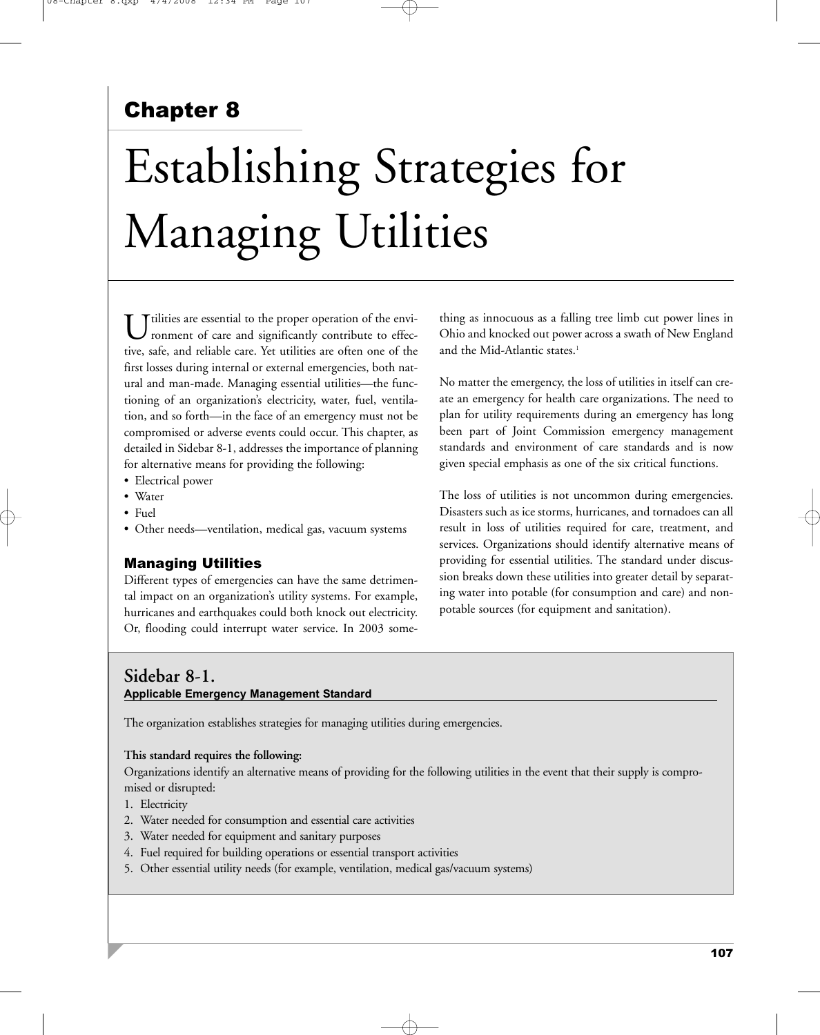## Chapter 8

# Establishing Strategies for Managing Utilities

Utilities are essential to the proper operation of the environment of care and significantly contribute to effective, safe, and reliable care. Yet utilities are often one of the first losses during internal or external emergencies, both natural and man-made. Managing essential utilities—the functioning of an organization's electricity, water, fuel, ventilation, and so forth—in the face of an emergency must not be compromised or adverse events could occur. This chapter, as detailed in Sidebar 8-1, addresses the importance of planning for alternative means for providing the following:

- Electrical power
- Water
- Fuel
- Other needs—ventilation, medical gas, vacuum systems

### Managing Utilities

Different types of emergencies can have the same detrimental impact on an organization's utility systems. For example, hurricanes and earthquakes could both knock out electricity. Or, flooding could interrupt water service. In 2003 something as innocuous as a falling tree limb cut power lines in Ohio and knocked out power across a swath of New England and the Mid-Atlantic states.[1]

No matter the emergency, the loss of utilities in itself can create an emergency for health care organizations. The need to plan for utility requirements during an emergency has long been part of Joint Commission emergency management standards and environment of care standards and is now given special emphasis as one of the six critical functions.

The loss of utilities is not uncommon during emergencies. Disasters such as ice storms, hurricanes, and tornadoes can all result in loss of utilities required for care, treatment, and services. Organizations should identify alternative means of providing for essential utilities. The standard under discussion breaks down these utilities into greater detail by separating water into potable (for consumption and care) and nonpotable sources (for equipment and sanitation).

**Sidebar 8-1.**
**Applicable Emergency Management Standard**

The organization establishes strategies for managing utilities during emergencies.

**This standard requires the following:**
Organizations identify an alternative means of providing for the following utilities in the event that their supply is compromised or disrupted:

1. Electricity
2. Water needed for consumption and essential care activities
3. Water needed for equipment and sanitary purposes
4. Fuel required for building operations or essential transport activities
5. Other essential utility needs (for example, ventilation, medical gas/vacuum systems)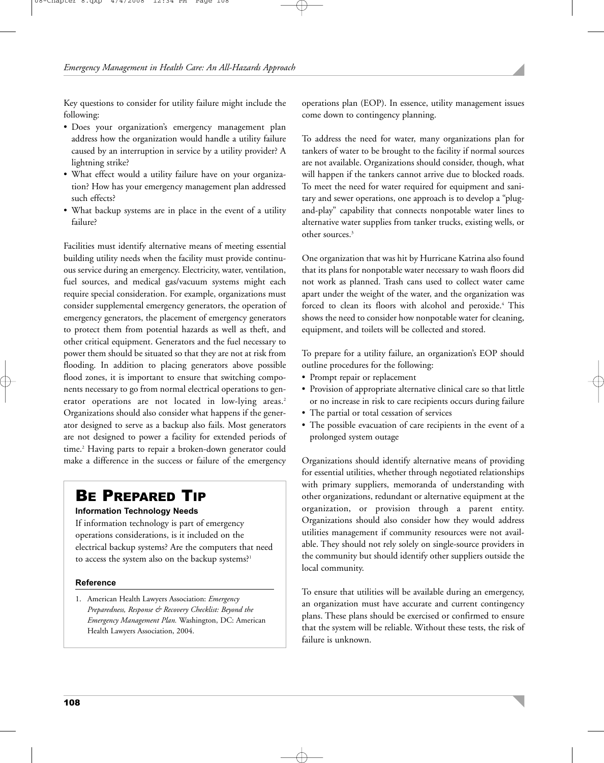Key questions to consider for utility failure might include the following:

- Does your organization's emergency management plan address how the organization would handle a utility failure caused by an interruption in service by a utility provider? A lightning strike?
- What effect would a utility failure have on your organization? How has your emergency management plan addressed such effects?
- What backup systems are in place in the event of a utility failure?

Facilities must identify alternative means of meeting essential building utility needs when the facility must provide continuous service during an emergency. Electricity, water, ventilation, fuel sources, and medical gas/vacuum systems might each require special consideration. For example, organizations must consider supplemental emergency generators, the operation of emergency generators, the placement of emergency generators to protect them from potential hazards as well as theft, and other critical equipment. Generators and the fuel necessary to power them should be situated so that they are not at risk from flooding. In addition to placing generators above possible flood zones, it is important to ensure that switching components necessary to go from normal electrical operations to generator operations are not located in low-lying areas.[2] Organizations should also consider what happens if the generator designed to serve as a backup also fails. Most generators are not designed to power a facility for extended periods of time.[2] Having parts to repair a broken-down generator could make a difference in the success or failure of the emergency operations plan (EOP). In essence, utility management issues come down to contingency planning.

> ## Be Prepared Tip
>
> **Information Technology Needs**
>
> If information technology is part of emergency operations considerations, is it included on the electrical backup systems? Are the computers that need to access the system also on the backup systems?[1]
>
> **Reference**
>
> 1. American Health Lawyers Association: *Emergency Preparedness, Response & Recovery Checklist: Beyond the Emergency Management Plan.* Washington, DC: American Health Lawyers Association, 2004.

To address the need for water, many organizations plan for tankers of water to be brought to the facility if normal sources are not available. Organizations should consider, though, what will happen if the tankers cannot arrive due to blocked roads. To meet the need for water required for equipment and sanitary and sewer operations, one approach is to develop a "plug-and-play" capability that connects nonpotable water lines to alternative water supplies from tanker trucks, existing wells, or other sources.[3]

One organization that was hit by Hurricane Katrina also found that its plans for nonpotable water necessary to wash floors did not work as planned. Trash cans used to collect water came apart under the weight of the water, and the organization was forced to clean its floors with alcohol and peroxide.[4] This shows the need to consider how nonpotable water for cleaning, equipment, and toilets will be collected and stored.

To prepare for a utility failure, an organization's EOP should outline procedures for the following:

- Prompt repair or replacement
- Provision of appropriate alternative clinical care so that little or no increase in risk to care recipients occurs during failure
- The partial or total cessation of services
- The possible evacuation of care recipients in the event of a prolonged system outage

Organizations should identify alternative means of providing for essential utilities, whether through negotiated relationships with primary suppliers, memoranda of understanding with other organizations, redundant or alternative equipment at the organization, or provision through a parent entity. Organizations should also consider how they would address utilities management if community resources were not available. They should not rely solely on single-source providers in the community but should identify other suppliers outside the local community.

To ensure that utilities will be available during an emergency, an organization must have accurate and current contingency plans. These plans should be exercised or confirmed to ensure that the system will be reliable. Without these tests, the risk of failure is unknown.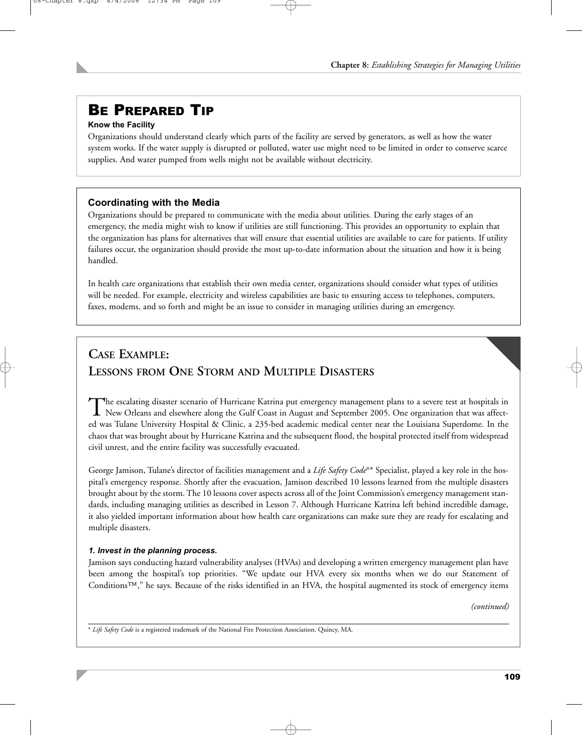## Be Prepared Tip

**Know the Facility**

Organizations should understand clearly which parts of the facility are served by generators, as well as how the water system works. If the water supply is disrupted or polluted, water use might need to be limited in order to conserve scarce supplies. And water pumped from wells might not be available without electricity.

### Coordinating with the Media

Organizations should be prepared to communicate with the media about utilities. During the early stages of an emergency, the media might wish to know if utilities are still functioning. This provides an opportunity to explain that the organization has plans for alternatives that will ensure that essential utilities are available to care for patients. If utility failures occur, the organization should provide the most up-to-date information about the situation and how it is being handled.

In health care organizations that establish their own media center, organizations should consider what types of utilities will be needed. For example, electricity and wireless capabilities are basic to ensuring access to telephones, computers, faxes, modems, and so forth and might be an issue to consider in managing utilities during an emergency.

## Case Example: Lessons from One Storm and Multiple Disasters

The escalating disaster scenario of Hurricane Katrina put emergency management plans to a severe test at hospitals in New Orleans and elsewhere along the Gulf Coast in August and September 2005. One organization that was affected was Tulane University Hospital & Clinic, a 235-bed academic medical center near the Louisiana Superdome. In the chaos that was brought about by Hurricane Katrina and the subsequent flood, the hospital protected itself from widespread civil unrest, and the entire facility was successfully evacuated.

George Jamison, Tulane's director of facilities management and a *Life Safety Code*®* Specialist, played a key role in the hospital's emergency response. Shortly after the evacuation, Jamison described 10 lessons learned from the multiple disasters brought about by the storm. The 10 lessons cover aspects across all of the Joint Commission's emergency management standards, including managing utilities as described in Lesson 7. Although Hurricane Katrina left behind incredible damage, it also yielded important information about how health care organizations can make sure they are ready for escalating and multiple disasters.

***1. Invest in the planning process.***

Jamison says conducting hazard vulnerability analyses (HVAs) and developing a written emergency management plan have been among the hospital's top priorities. "We update our HVA every six months when we do our Statement of Conditions™," he says. Because of the risks identified in an HVA, the hospital augmented its stock of emergency items

*(continued)*

\* *Life Safety Code* is a registered trademark of the National Fire Protection Association, Quincy, MA.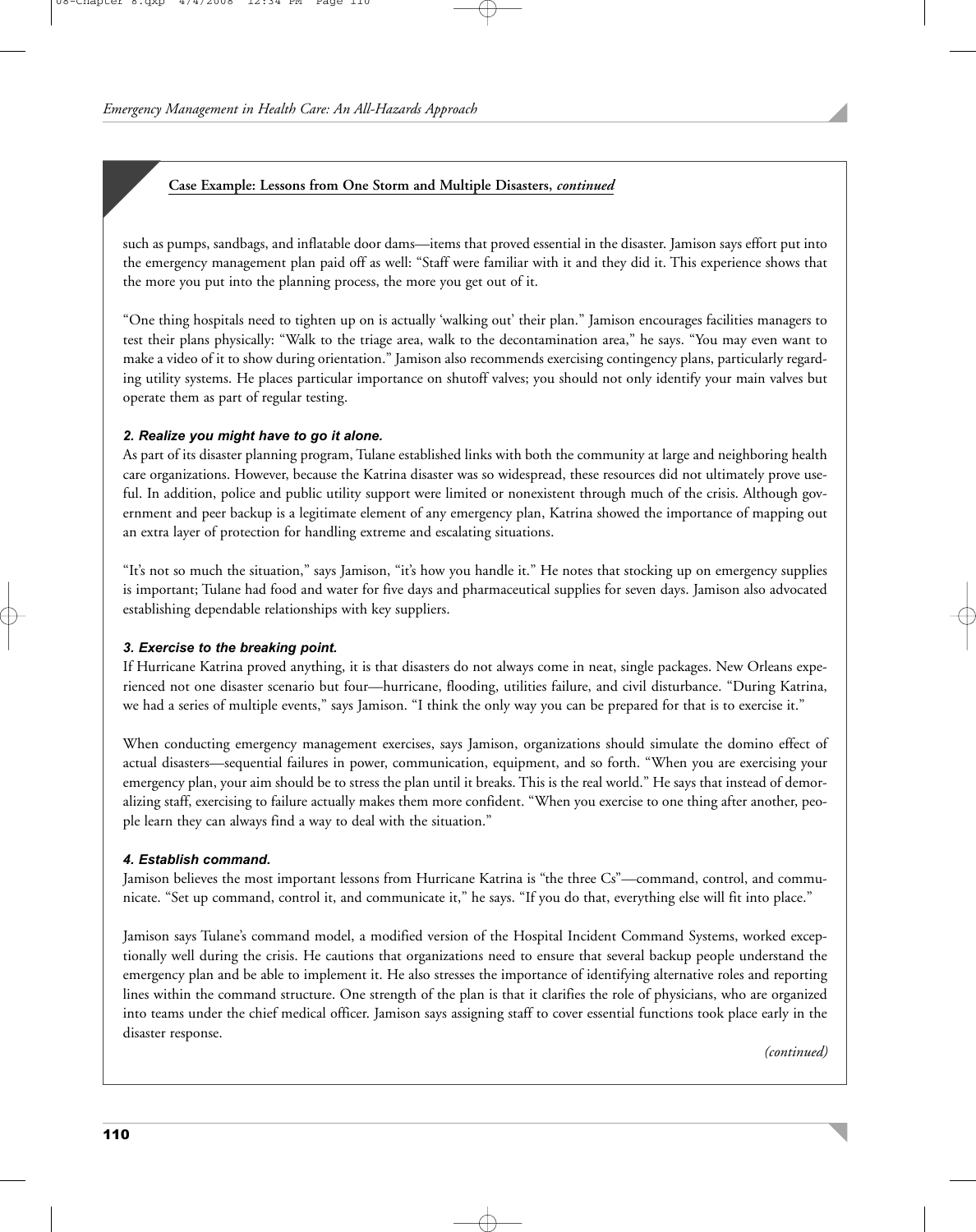**Case Example: Lessons from One Storm and Multiple Disasters, *continued***

such as pumps, sandbags, and inflatable door dams—items that proved essential in the disaster. Jamison says effort put into the emergency management plan paid off as well: "Staff were familiar with it and they did it. This experience shows that the more you put into the planning process, the more you get out of it.

"One thing hospitals need to tighten up on is actually 'walking out' their plan." Jamison encourages facilities managers to test their plans physically: "Walk to the triage area, walk to the decontamination area," he says. "You may even want to make a video of it to show during orientation." Jamison also recommends exercising contingency plans, particularly regarding utility systems. He places particular importance on shutoff valves; you should not only identify your main valves but operate them as part of regular testing.

***2. Realize you might have to go it alone.***

As part of its disaster planning program, Tulane established links with both the community at large and neighboring health care organizations. However, because the Katrina disaster was so widespread, these resources did not ultimately prove useful. In addition, police and public utility support were limited or nonexistent through much of the crisis. Although government and peer backup is a legitimate element of any emergency plan, Katrina showed the importance of mapping out an extra layer of protection for handling extreme and escalating situations.

"It's not so much the situation," says Jamison, "it's how you handle it." He notes that stocking up on emergency supplies is important; Tulane had food and water for five days and pharmaceutical supplies for seven days. Jamison also advocated establishing dependable relationships with key suppliers.

***3. Exercise to the breaking point.***

If Hurricane Katrina proved anything, it is that disasters do not always come in neat, single packages. New Orleans experienced not one disaster scenario but four—hurricane, flooding, utilities failure, and civil disturbance. "During Katrina, we had a series of multiple events," says Jamison. "I think the only way you can be prepared for that is to exercise it."

When conducting emergency management exercises, says Jamison, organizations should simulate the domino effect of actual disasters—sequential failures in power, communication, equipment, and so forth. "When you are exercising your emergency plan, your aim should be to stress the plan until it breaks. This is the real world." He says that instead of demoralizing staff, exercising to failure actually makes them more confident. "When you exercise to one thing after another, people learn they can always find a way to deal with the situation."

***4. Establish command.***

Jamison believes the most important lessons from Hurricane Katrina is "the three Cs"—command, control, and communicate. "Set up command, control it, and communicate it," he says. "If you do that, everything else will fit into place."

Jamison says Tulane's command model, a modified version of the Hospital Incident Command Systems, worked exceptionally well during the crisis. He cautions that organizations need to ensure that several backup people understand the emergency plan and be able to implement it. He also stresses the importance of identifying alternative roles and reporting lines within the command structure. One strength of the plan is that it clarifies the role of physicians, who are organized into teams under the chief medical officer. Jamison says assigning staff to cover essential functions took place early in the disaster response.

*(continued)*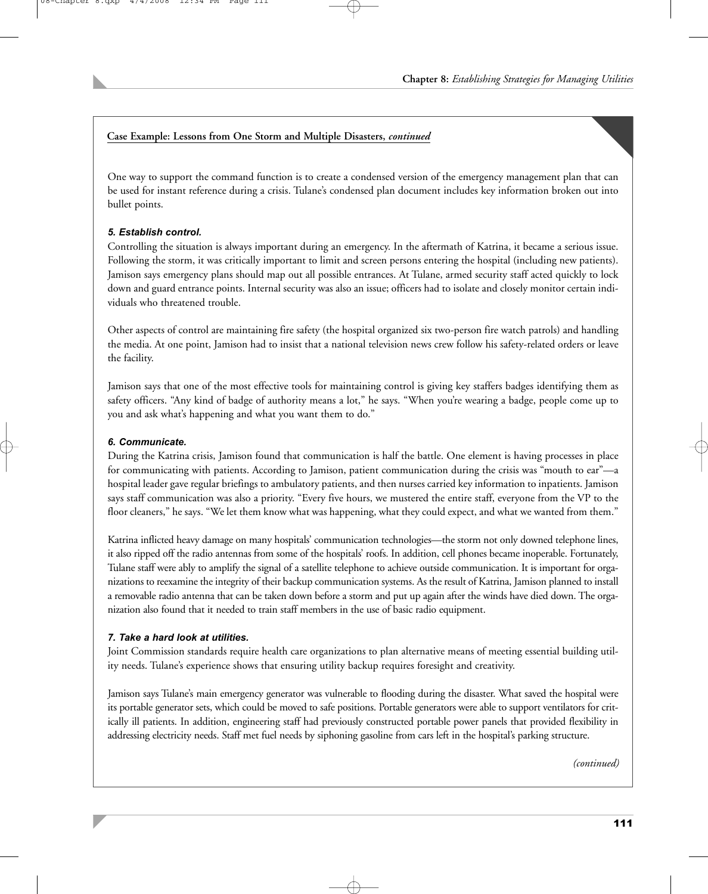**Case Example: Lessons from One Storm and Multiple Disasters, *continued***

One way to support the command function is to create a condensed version of the emergency management plan that can be used for instant reference during a crisis. Tulane's condensed plan document includes key information broken out into bullet points.

***5. Establish control.***

Controlling the situation is always important during an emergency. In the aftermath of Katrina, it became a serious issue. Following the storm, it was critically important to limit and screen persons entering the hospital (including new patients). Jamison says emergency plans should map out all possible entrances. At Tulane, armed security staff acted quickly to lock down and guard entrance points. Internal security was also an issue; officers had to isolate and closely monitor certain individuals who threatened trouble.

Other aspects of control are maintaining fire safety (the hospital organized six two-person fire watch patrols) and handling the media. At one point, Jamison had to insist that a national television news crew follow his safety-related orders or leave the facility.

Jamison says that one of the most effective tools for maintaining control is giving key staffers badges identifying them as safety officers. "Any kind of badge of authority means a lot," he says. "When you're wearing a badge, people come up to you and ask what's happening and what you want them to do."

***6. Communicate.***

During the Katrina crisis, Jamison found that communication is half the battle. One element is having processes in place for communicating with patients. According to Jamison, patient communication during the crisis was "mouth to ear"—a hospital leader gave regular briefings to ambulatory patients, and then nurses carried key information to inpatients. Jamison says staff communication was also a priority. "Every five hours, we mustered the entire staff, everyone from the VP to the floor cleaners," he says. "We let them know what was happening, what they could expect, and what we wanted from them."

Katrina inflicted heavy damage on many hospitals' communication technologies—the storm not only downed telephone lines, it also ripped off the radio antennas from some of the hospitals' roofs. In addition, cell phones became inoperable. Fortunately, Tulane staff were ably to amplify the signal of a satellite telephone to achieve outside communication. It is important for organizations to reexamine the integrity of their backup communication systems. As the result of Katrina, Jamison planned to install a removable radio antenna that can be taken down before a storm and put up again after the winds have died down. The organization also found that it needed to train staff members in the use of basic radio equipment.

***7. Take a hard look at utilities.***

Joint Commission standards require health care organizations to plan alternative means of meeting essential building utility needs. Tulane's experience shows that ensuring utility backup requires foresight and creativity.

Jamison says Tulane's main emergency generator was vulnerable to flooding during the disaster. What saved the hospital were its portable generator sets, which could be moved to safe positions. Portable generators were able to support ventilators for critically ill patients. In addition, engineering staff had previously constructed portable power panels that provided flexibility in addressing electricity needs. Staff met fuel needs by siphoning gasoline from cars left in the hospital's parking structure.

*(continued)*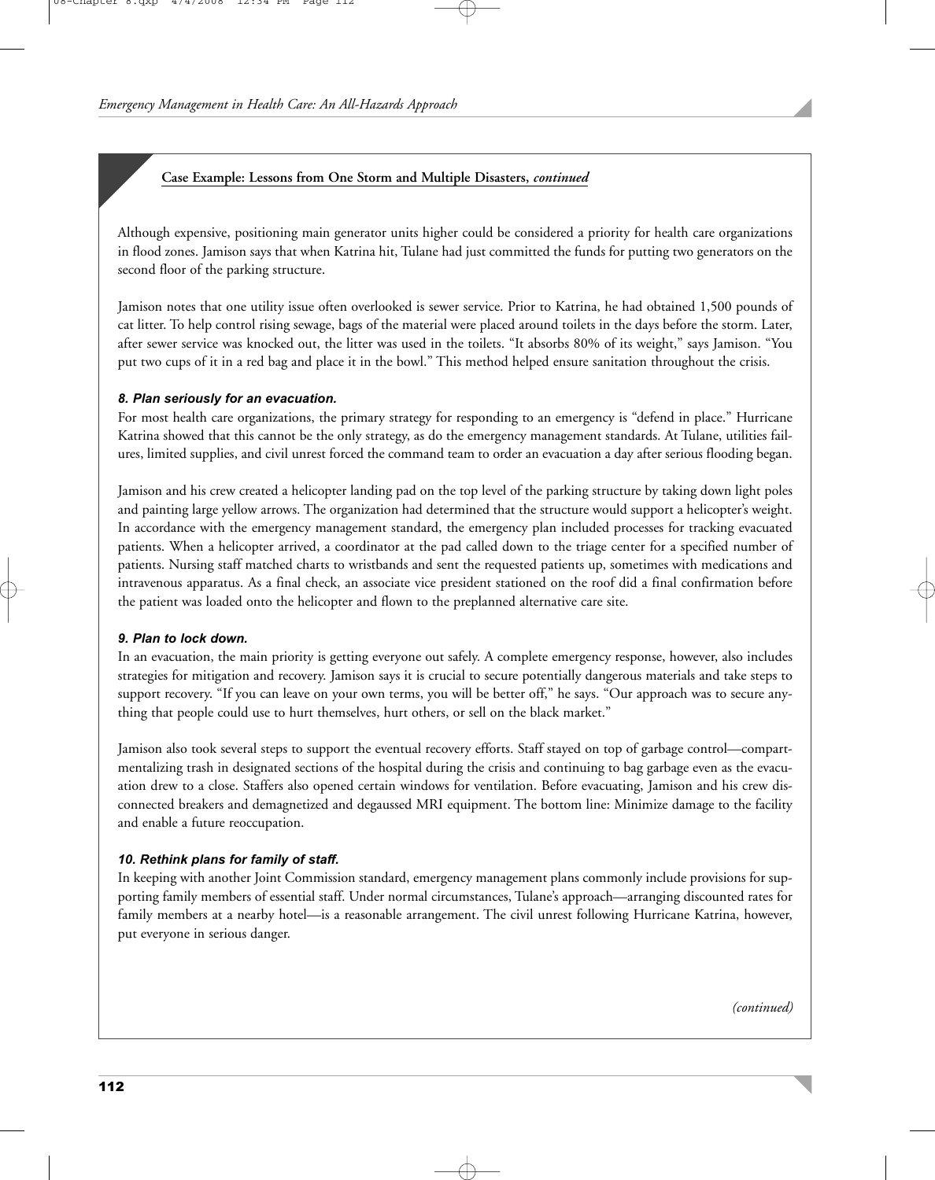**Case Example: Lessons from One Storm and Multiple Disasters, *continued***

Although expensive, positioning main generator units higher could be considered a priority for health care organizations in flood zones. Jamison says that when Katrina hit, Tulane had just committed the funds for putting two generators on the second floor of the parking structure.

Jamison notes that one utility issue often overlooked is sewer service. Prior to Katrina, he had obtained 1,500 pounds of cat litter. To help control rising sewage, bags of the material were placed around toilets in the days before the storm. Later, after sewer service was knocked out, the litter was used in the toilets. "It absorbs 80% of its weight," says Jamison. "You put two cups of it in a red bag and place it in the bowl." This method helped ensure sanitation throughout the crisis.

***8. Plan seriously for an evacuation.***

For most health care organizations, the primary strategy for responding to an emergency is "defend in place." Hurricane Katrina showed that this cannot be the only strategy, as do the emergency management standards. At Tulane, utilities failures, limited supplies, and civil unrest forced the command team to order an evacuation a day after serious flooding began.

Jamison and his crew created a helicopter landing pad on the top level of the parking structure by taking down light poles and painting large yellow arrows. The organization had determined that the structure would support a helicopter's weight. In accordance with the emergency management standard, the emergency plan included processes for tracking evacuated patients. When a helicopter arrived, a coordinator at the pad called down to the triage center for a specified number of patients. Nursing staff matched charts to wristbands and sent the requested patients up, sometimes with medications and intravenous apparatus. As a final check, an associate vice president stationed on the roof did a final confirmation before the patient was loaded onto the helicopter and flown to the preplanned alternative care site.

***9. Plan to lock down.***

In an evacuation, the main priority is getting everyone out safely. A complete emergency response, however, also includes strategies for mitigation and recovery. Jamison says it is crucial to secure potentially dangerous materials and take steps to support recovery. "If you can leave on your own terms, you will be better off," he says. "Our approach was to secure anything that people could use to hurt themselves, hurt others, or sell on the black market."

Jamison also took several steps to support the eventual recovery efforts. Staff stayed on top of garbage control—compartmentalizing trash in designated sections of the hospital during the crisis and continuing to bag garbage even as the evacuation drew to a close. Staffers also opened certain windows for ventilation. Before evacuating, Jamison and his crew disconnected breakers and demagnetized and degaussed MRI equipment. The bottom line: Minimize damage to the facility and enable a future reoccupation.

***10. Rethink plans for family of staff.***

In keeping with another Joint Commission standard, emergency management plans commonly include provisions for supporting family members of essential staff. Under normal circumstances, Tulane's approach—arranging discounted rates for family members at a nearby hotel—is a reasonable arrangement. The civil unrest following Hurricane Katrina, however, put everyone in serious danger.

*(continued)*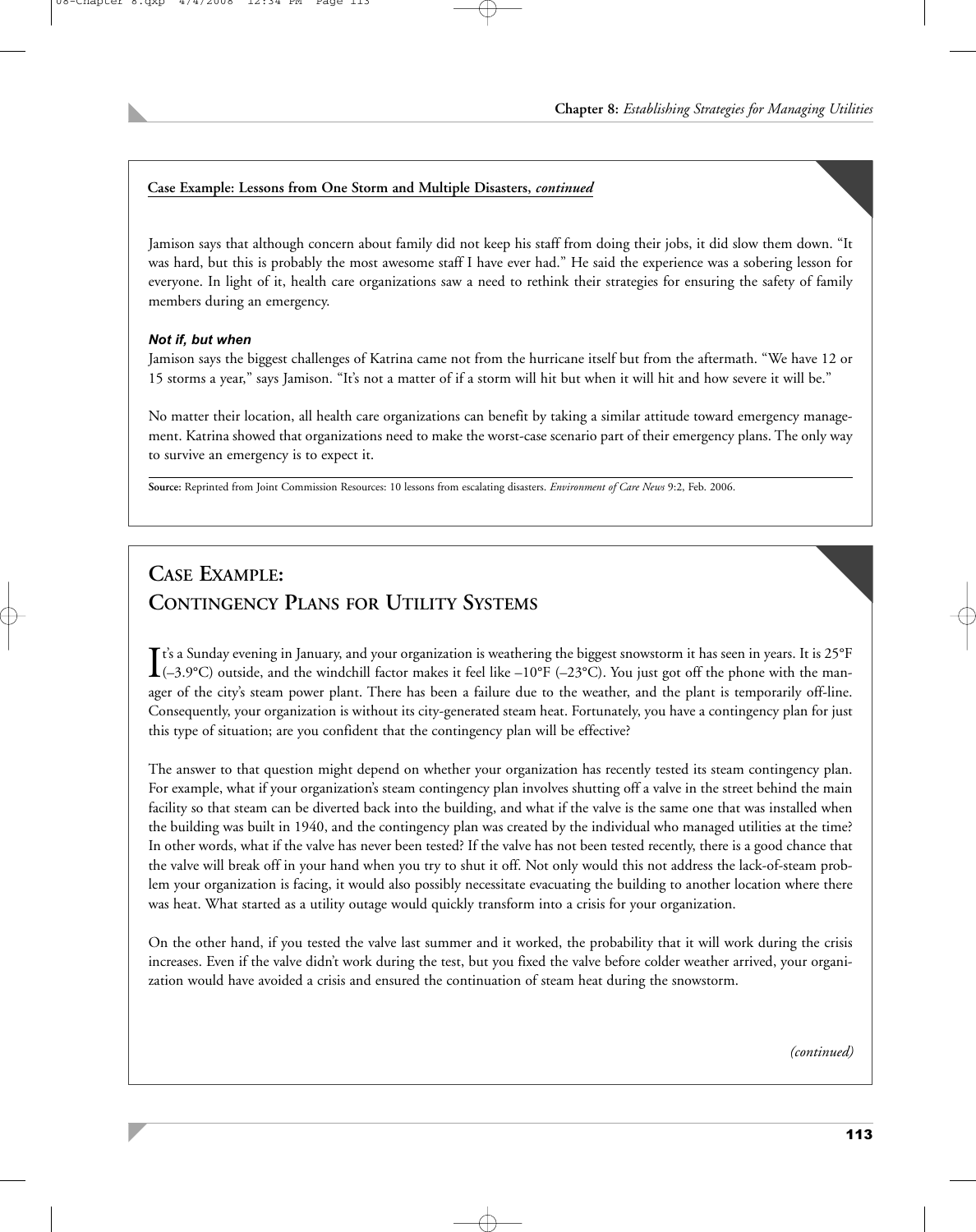**Case Example: Lessons from One Storm and Multiple Disasters, *continued***

Jamison says that although concern about family did not keep his staff from doing their jobs, it did slow them down. "It was hard, but this is probably the most awesome staff I have ever had." He said the experience was a sobering lesson for everyone. In light of it, health care organizations saw a need to rethink their strategies for ensuring the safety of family members during an emergency.

***Not if, but when***

Jamison says the biggest challenges of Katrina came not from the hurricane itself but from the aftermath. "We have 12 or 15 storms a year," says Jamison. "It's not a matter of if a storm will hit but when it will hit and how severe it will be."

No matter their location, all health care organizations can benefit by taking a similar attitude toward emergency management. Katrina showed that organizations need to make the worst-case scenario part of their emergency plans. The only way to survive an emergency is to expect it.

**Source:** Reprinted from Joint Commission Resources: 10 lessons from escalating disasters. *Environment of Care News* 9:2, Feb. 2006.

## Case Example: Contingency Plans for Utility Systems

It's a Sunday evening in January, and your organization is weathering the biggest snowstorm it has seen in years. It is 25°F (–3.9°C) outside, and the windchill factor makes it feel like –10°F (–23°C). You just got off the phone with the manager of the city's steam power plant. There has been a failure due to the weather, and the plant is temporarily off-line. Consequently, your organization is without its city-generated steam heat. Fortunately, you have a contingency plan for just this type of situation; are you confident that the contingency plan will be effective?

The answer to that question might depend on whether your organization has recently tested its steam contingency plan. For example, what if your organization's steam contingency plan involves shutting off a valve in the street behind the main facility so that steam can be diverted back into the building, and what if the valve is the same one that was installed when the building was built in 1940, and the contingency plan was created by the individual who managed utilities at the time? In other words, what if the valve has never been tested? If the valve has not been tested recently, there is a good chance that the valve will break off in your hand when you try to shut it off. Not only would this not address the lack-of-steam problem your organization is facing, it would also possibly necessitate evacuating the building to another location where there was heat. What started as a utility outage would quickly transform into a crisis for your organization.

On the other hand, if you tested the valve last summer and it worked, the probability that it will work during the crisis increases. Even if the valve didn't work during the test, but you fixed the valve before colder weather arrived, your organization would have avoided a crisis and ensured the continuation of steam heat during the snowstorm.

*(continued)*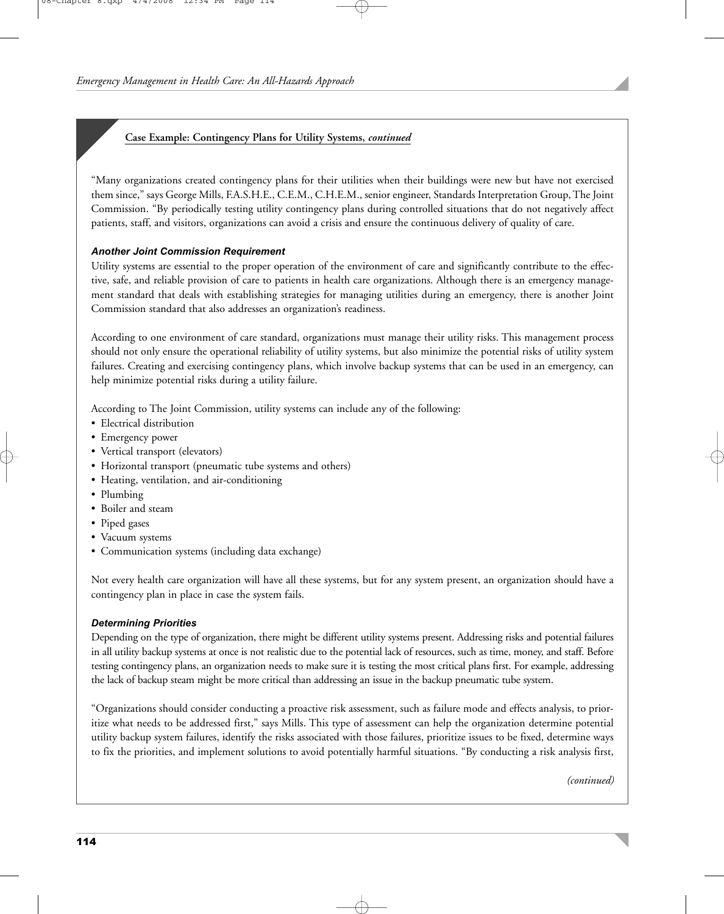**Case Example: Contingency Plans for Utility Systems, *continued***

"Many organizations created contingency plans for their utilities when their buildings were new but have not exercised them since," says George Mills, F.A.S.H.E., C.E.M., C.H.E.M., senior engineer, Standards Interpretation Group, The Joint Commission. "By periodically testing utility contingency plans during controlled situations that do not negatively affect patients, staff, and visitors, organizations can avoid a crisis and ensure the continuous delivery of quality of care.

### *Another Joint Commission Requirement*

Utility systems are essential to the proper operation of the environment of care and significantly contribute to the effective, safe, and reliable provision of care to patients in health care organizations. Although there is an emergency management standard that deals with establishing strategies for managing utilities during an emergency, there is another Joint Commission standard that also addresses an organization's readiness.

According to one environment of care standard, organizations must manage their utility risks. This management process should not only ensure the operational reliability of utility systems, but also minimize the potential risks of utility system failures. Creating and exercising contingency plans, which involve backup systems that can be used in an emergency, can help minimize potential risks during a utility failure.

According to The Joint Commission, utility systems can include any of the following:

- Electrical distribution
- Emergency power
- Vertical transport (elevators)
- Horizontal transport (pneumatic tube systems and others)
- Heating, ventilation, and air-conditioning
- Plumbing
- Boiler and steam
- Piped gases
- Vacuum systems
- Communication systems (including data exchange)

Not every health care organization will have all these systems, but for any system present, an organization should have a contingency plan in place in case the system fails.

### *Determining Priorities*

Depending on the type of organization, there might be different utility systems present. Addressing risks and potential failures in all utility backup systems at once is not realistic due to the potential lack of resources, such as time, money, and staff. Before testing contingency plans, an organization needs to make sure it is testing the most critical plans first. For example, addressing the lack of backup steam might be more critical than addressing an issue in the backup pneumatic tube system.

"Organizations should consider conducting a proactive risk assessment, such as failure mode and effects analysis, to prioritize what needs to be addressed first," says Mills. This type of assessment can help the organization determine potential utility backup system failures, identify the risks associated with those failures, prioritize issues to be fixed, determine ways to fix the priorities, and implement solutions to avoid potentially harmful situations. "By conducting a risk analysis first,

*(continued)*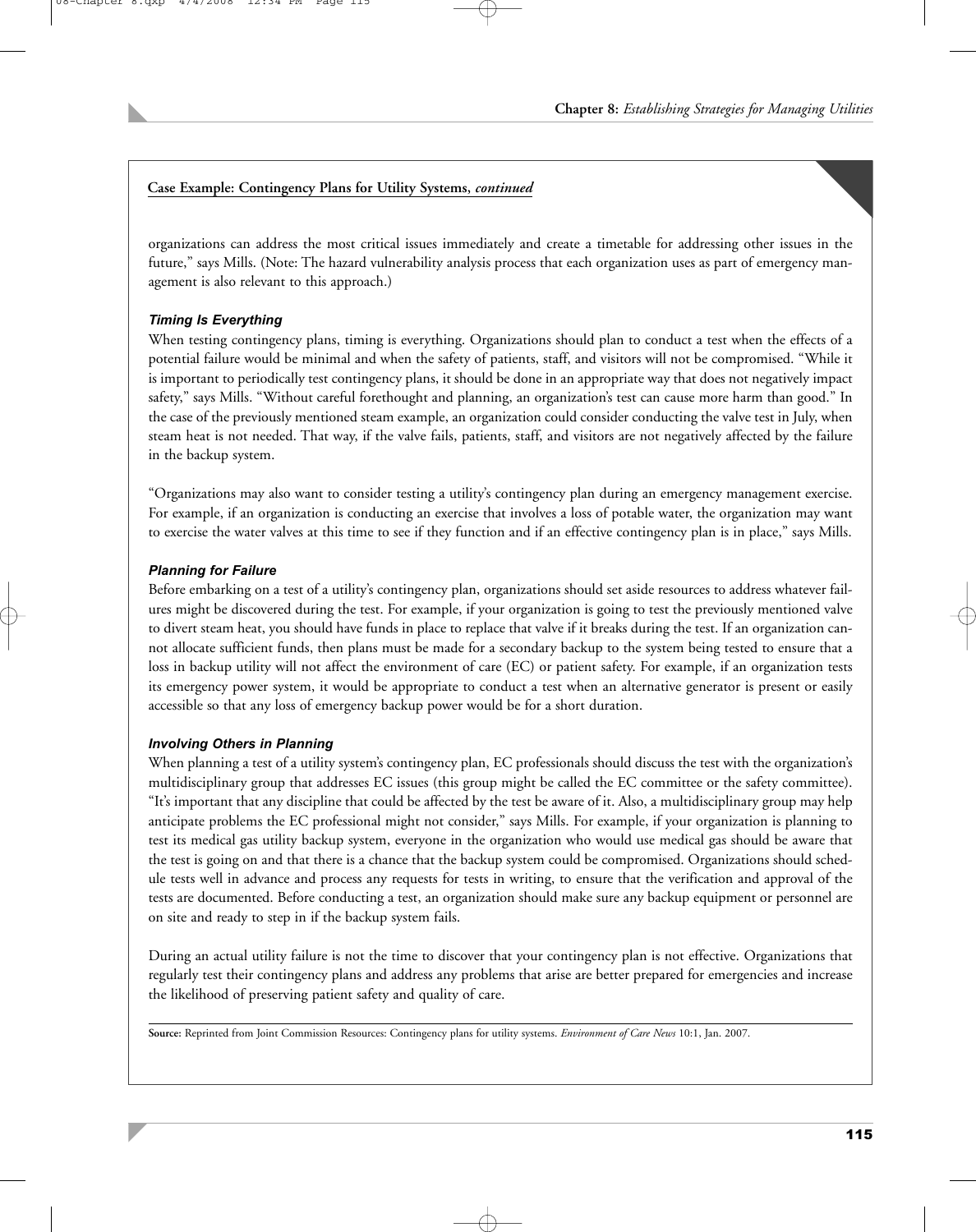**Case Example: Contingency Plans for Utility Systems, *continued***

organizations can address the most critical issues immediately and create a timetable for addressing other issues in the future," says Mills. (Note: The hazard vulnerability analysis process that each organization uses as part of emergency management is also relevant to this approach.)

***Timing Is Everything***

When testing contingency plans, timing is everything. Organizations should plan to conduct a test when the effects of a potential failure would be minimal and when the safety of patients, staff, and visitors will not be compromised. "While it is important to periodically test contingency plans, it should be done in an appropriate way that does not negatively impact safety," says Mills. "Without careful forethought and planning, an organization's test can cause more harm than good." In the case of the previously mentioned steam example, an organization could consider conducting the valve test in July, when steam heat is not needed. That way, if the valve fails, patients, staff, and visitors are not negatively affected by the failure in the backup system.

"Organizations may also want to consider testing a utility's contingency plan during an emergency management exercise. For example, if an organization is conducting an exercise that involves a loss of potable water, the organization may want to exercise the water valves at this time to see if they function and if an effective contingency plan is in place," says Mills.

***Planning for Failure***

Before embarking on a test of a utility's contingency plan, organizations should set aside resources to address whatever failures might be discovered during the test. For example, if your organization is going to test the previously mentioned valve to divert steam heat, you should have funds in place to replace that valve if it breaks during the test. If an organization cannot allocate sufficient funds, then plans must be made for a secondary backup to the system being tested to ensure that a loss in backup utility will not affect the environment of care (EC) or patient safety. For example, if an organization tests its emergency power system, it would be appropriate to conduct a test when an alternative generator is present or easily accessible so that any loss of emergency backup power would be for a short duration.

***Involving Others in Planning***

When planning a test of a utility system's contingency plan, EC professionals should discuss the test with the organization's multidisciplinary group that addresses EC issues (this group might be called the EC committee or the safety committee). "It's important that any discipline that could be affected by the test be aware of it. Also, a multidisciplinary group may help anticipate problems the EC professional might not consider," says Mills. For example, if your organization is planning to test its medical gas utility backup system, everyone in the organization who would use medical gas should be aware that the test is going on and that there is a chance that the backup system could be compromised. Organizations should schedule tests well in advance and process any requests for tests in writing, to ensure that the verification and approval of the tests are documented. Before conducting a test, an organization should make sure any backup equipment or personnel are on site and ready to step in if the backup system fails.

During an actual utility failure is not the time to discover that your contingency plan is not effective. Organizations that regularly test their contingency plans and address any problems that arise are better prepared for emergencies and increase the likelihood of preserving patient safety and quality of care.

**Source:** Reprinted from Joint Commission Resources: Contingency plans for utility systems. *Environment of Care News* 10:1, Jan. 2007.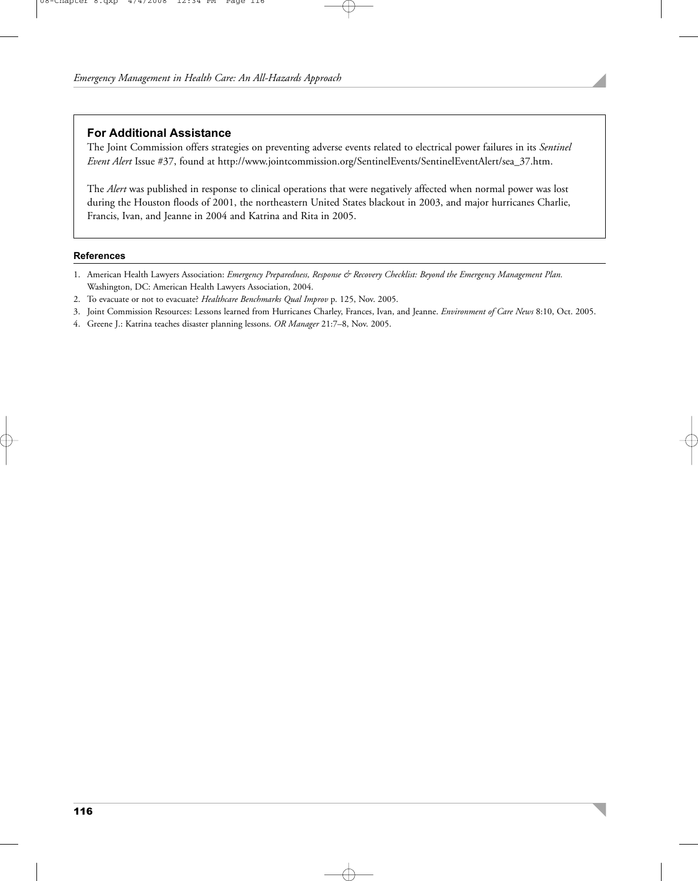## For Additional Assistance

The Joint Commission offers strategies on preventing adverse events related to electrical power failures in its *Sentinel Event Alert* Issue #37, found at http://www.jointcommission.org/SentinelEvents/SentinelEventAlert/sea_37.htm.

The *Alert* was published in response to clinical operations that were negatively affected when normal power was lost during the Houston floods of 2001, the northeastern United States blackout in 2003, and major hurricanes Charlie, Francis, Ivan, and Jeanne in 2004 and Katrina and Rita in 2005.

### References

1. American Health Lawyers Association: *Emergency Preparedness, Response & Recovery Checklist: Beyond the Emergency Management Plan.* Washington, DC: American Health Lawyers Association, 2004.
2. To evacuate or not to evacuate? *Healthcare Benchmarks Qual Improv* p. 125, Nov. 2005.
3. Joint Commission Resources: Lessons learned from Hurricanes Charley, Frances, Ivan, and Jeanne. *Environment of Care News* 8:10, Oct. 2005.
4. Greene J.: Katrina teaches disaster planning lessons. *OR Manager* 21:7–8, Nov. 2005.